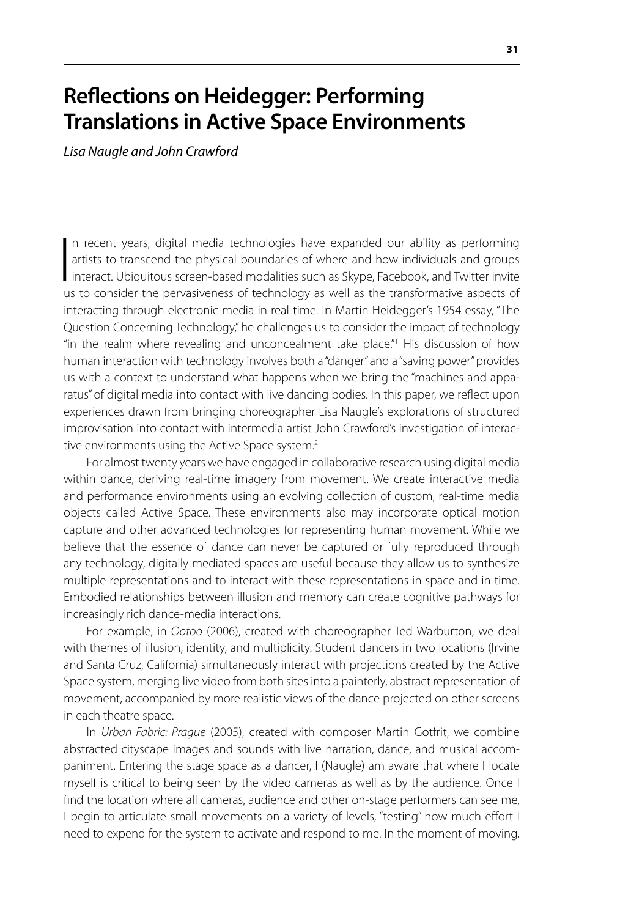# Reflections on Heidegger: Performing Translations in Active Space Environments

*Lisa Naugle and John Crawford*

In recent years, digital media technologies have expanded our ability as performing artists to transcend the physical boundaries of where and how individuals and groups interact. Ubiquitous screen-based modalities such as Skype, Facebook, and Twitter invite us to consider the pervasiveness of technology as well as the transformative aspects of interacting through electronic media in real time. In Martin Heidegger's 1954 essay, "The Question Concerning Technology," he challenges us to consider the impact of technology "in the realm where revealing and unconcealment take place."[1] His discussion of how human interaction with technology involves both a "danger" and a "saving power" provides us with a context to understand what happens when we bring the "machines and apparatus" of digital media into contact with live dancing bodies. In this paper, we reflect upon experiences drawn from bringing choreographer Lisa Naugle's explorations of structured improvisation into contact with intermedia artist John Crawford's investigation of interactive environments using the Active Space system.[2]

For almost twenty years we have engaged in collaborative research using digital media within dance, deriving real-time imagery from movement. We create interactive media and performance environments using an evolving collection of custom, real-time media objects called Active Space. These environments also may incorporate optical motion capture and other advanced technologies for representing human movement. While we believe that the essence of dance can never be captured or fully reproduced through any technology, digitally mediated spaces are useful because they allow us to synthesize multiple representations and to interact with these representations in space and in time. Embodied relationships between illusion and memory can create cognitive pathways for increasingly rich dance-media interactions.

For example, in *Ootoo* (2006), created with choreographer Ted Warburton, we deal with themes of illusion, identity, and multiplicity. Student dancers in two locations (Irvine and Santa Cruz, California) simultaneously interact with projections created by the Active Space system, merging live video from both sites into a painterly, abstract representation of movement, accompanied by more realistic views of the dance projected on other screens in each theatre space.

In *Urban Fabric: Prague* (2005), created with composer Martin Gotfrit, we combine abstracted cityscape images and sounds with live narration, dance, and musical accompaniment. Entering the stage space as a dancer, I (Naugle) am aware that where I locate myself is critical to being seen by the video cameras as well as by the audience. Once I find the location where all cameras, audience and other on-stage performers can see me, I begin to articulate small movements on a variety of levels, "testing" how much effort I need to expend for the system to activate and respond to me. In the moment of moving,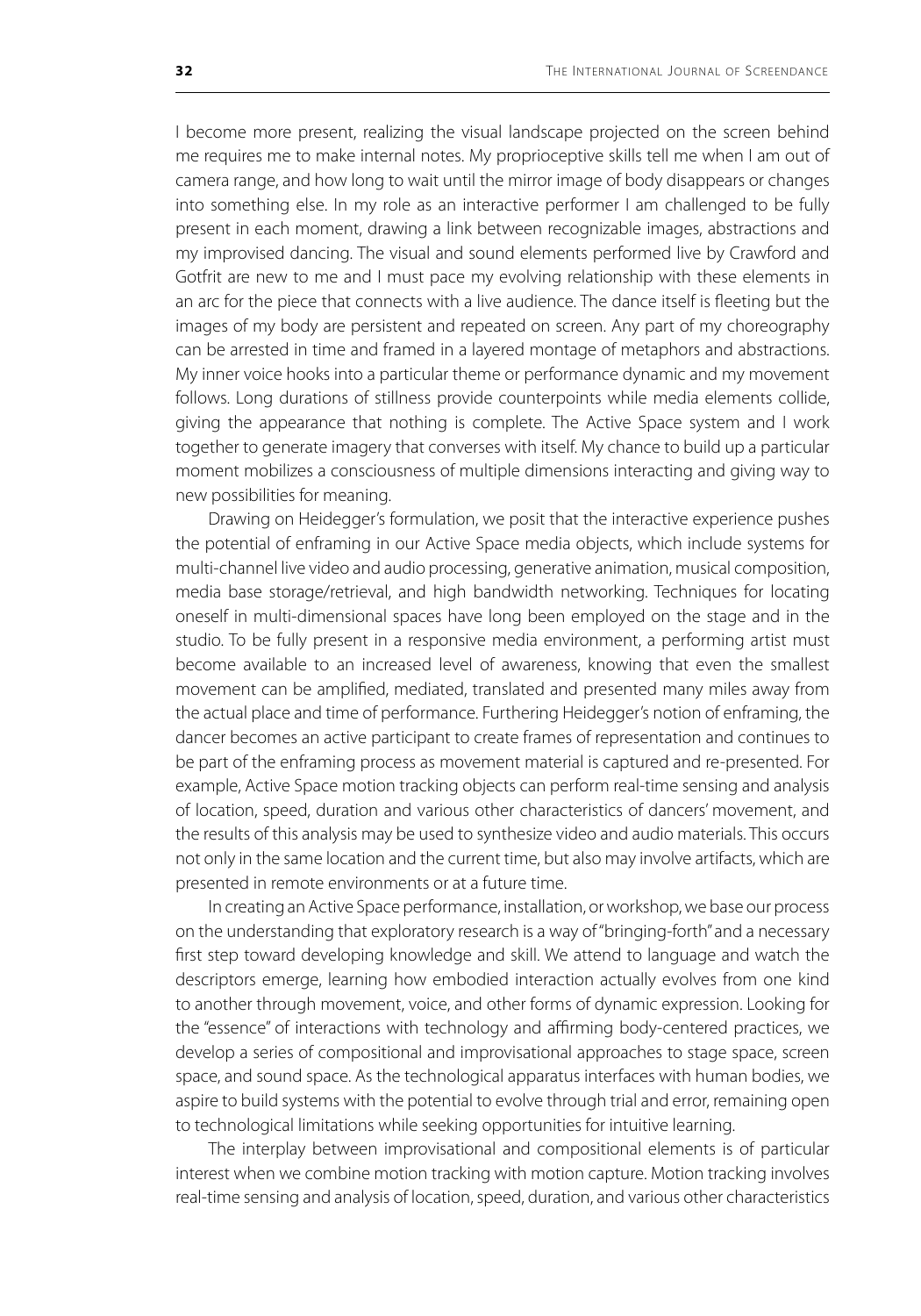I become more present, realizing the visual landscape projected on the screen behind me requires me to make internal notes. My proprioceptive skills tell me when I am out of camera range, and how long to wait until the mirror image of body disappears or changes into something else. In my role as an interactive performer I am challenged to be fully present in each moment, drawing a link between recognizable images, abstractions and my improvised dancing. The visual and sound elements performed live by Crawford and Gotfrit are new to me and I must pace my evolving relationship with these elements in an arc for the piece that connects with a live audience. The dance itself is fleeting but the images of my body are persistent and repeated on screen. Any part of my choreography can be arrested in time and framed in a layered montage of metaphors and abstractions. My inner voice hooks into a particular theme or performance dynamic and my movement follows. Long durations of stillness provide counterpoints while media elements collide, giving the appearance that nothing is complete. The Active Space system and I work together to generate imagery that converses with itself. My chance to build up a particular moment mobilizes a consciousness of multiple dimensions interacting and giving way to new possibilities for meaning.

Drawing on Heidegger's formulation, we posit that the interactive experience pushes the potential of enframing in our Active Space media objects, which include systems for multi-channel live video and audio processing, generative animation, musical composition, media base storage/retrieval, and high bandwidth networking. Techniques for locating oneself in multi-dimensional spaces have long been employed on the stage and in the studio. To be fully present in a responsive media environment, a performing artist must become available to an increased level of awareness, knowing that even the smallest movement can be amplified, mediated, translated and presented many miles away from the actual place and time of performance. Furthering Heidegger's notion of enframing, the dancer becomes an active participant to create frames of representation and continues to be part of the enframing process as movement material is captured and re-presented. For example, Active Space motion tracking objects can perform real-time sensing and analysis of location, speed, duration and various other characteristics of dancers' movement, and the results of this analysis may be used to synthesize video and audio materials. This occurs not only in the same location and the current time, but also may involve artifacts, which are presented in remote environments or at a future time.

In creating an Active Space performance, installation, or workshop, we base our process on the understanding that exploratory research is a way of "bringing-forth" and a necessary first step toward developing knowledge and skill. We attend to language and watch the descriptors emerge, learning how embodied interaction actually evolves from one kind to another through movement, voice, and other forms of dynamic expression. Looking for the "essence" of interactions with technology and affirming body-centered practices, we develop a series of compositional and improvisational approaches to stage space, screen space, and sound space. As the technological apparatus interfaces with human bodies, we aspire to build systems with the potential to evolve through trial and error, remaining open to technological limitations while seeking opportunities for intuitive learning.

The interplay between improvisational and compositional elements is of particular interest when we combine motion tracking with motion capture. Motion tracking involves real-time sensing and analysis of location, speed, duration, and various other characteristics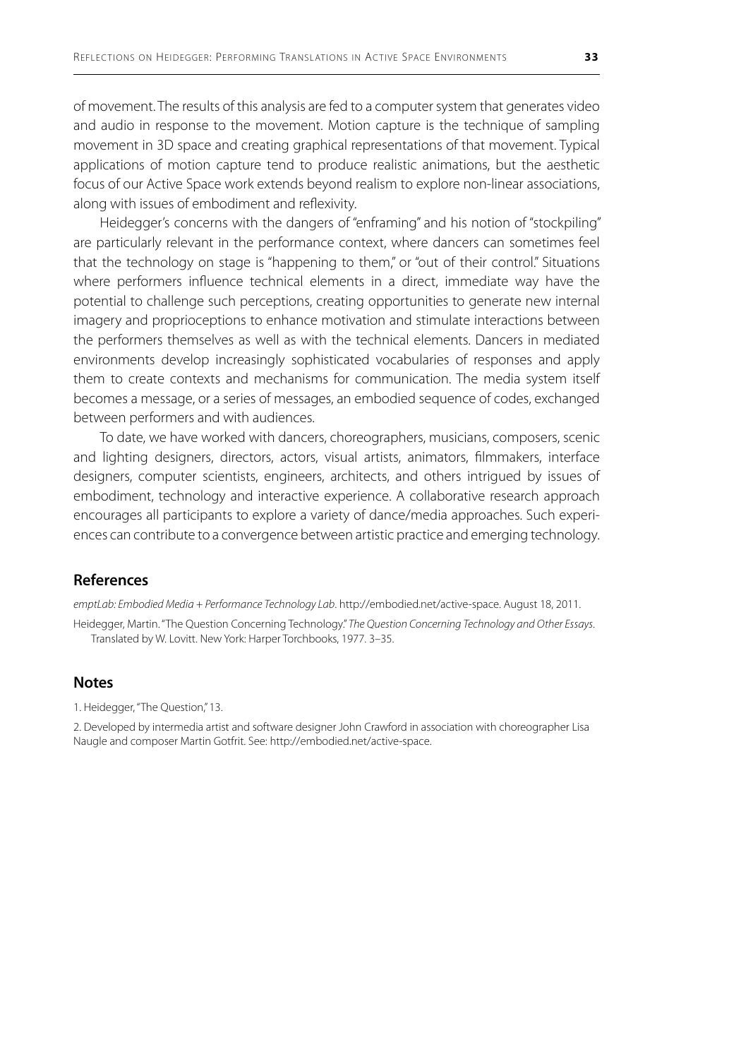of movement. The results of this analysis are fed to a computer system that generates video and audio in response to the movement. Motion capture is the technique of sampling movement in 3D space and creating graphical representations of that movement. Typical applications of motion capture tend to produce realistic animations, but the aesthetic focus of our Active Space work extends beyond realism to explore non-linear associations, along with issues of embodiment and reflexivity.

Heidegger's concerns with the dangers of "enframing" and his notion of "stockpiling" are particularly relevant in the performance context, where dancers can sometimes feel that the technology on stage is "happening to them," or "out of their control." Situations where performers influence technical elements in a direct, immediate way have the potential to challenge such perceptions, creating opportunities to generate new internal imagery and proprioceptions to enhance motivation and stimulate interactions between the performers themselves as well as with the technical elements. Dancers in mediated environments develop increasingly sophisticated vocabularies of responses and apply them to create contexts and mechanisms for communication. The media system itself becomes a message, or a series of messages, an embodied sequence of codes, exchanged between performers and with audiences.

To date, we have worked with dancers, choreographers, musicians, composers, scenic and lighting designers, directors, actors, visual artists, animators, filmmakers, interface designers, computer scientists, engineers, architects, and others intrigued by issues of embodiment, technology and interactive experience. A collaborative research approach encourages all participants to explore a variety of dance/media approaches. Such experiences can contribute to a convergence between artistic practice and emerging technology.

## References

*emptLab: Embodied Media + Performance Technology Lab*. http://embodied.net/active-space. August 18, 2011.

Heidegger, Martin. "The Question Concerning Technology." *The Question Concerning Technology and Other Essays*. Translated by W. Lovitt. New York: Harper Torchbooks, 1977. 3–35.

## Notes

1. Heidegger, "The Question," 13.

2. Developed by intermedia artist and software designer John Crawford in association with choreographer Lisa Naugle and composer Martin Gotfrit. See: http://embodied.net/active-space.